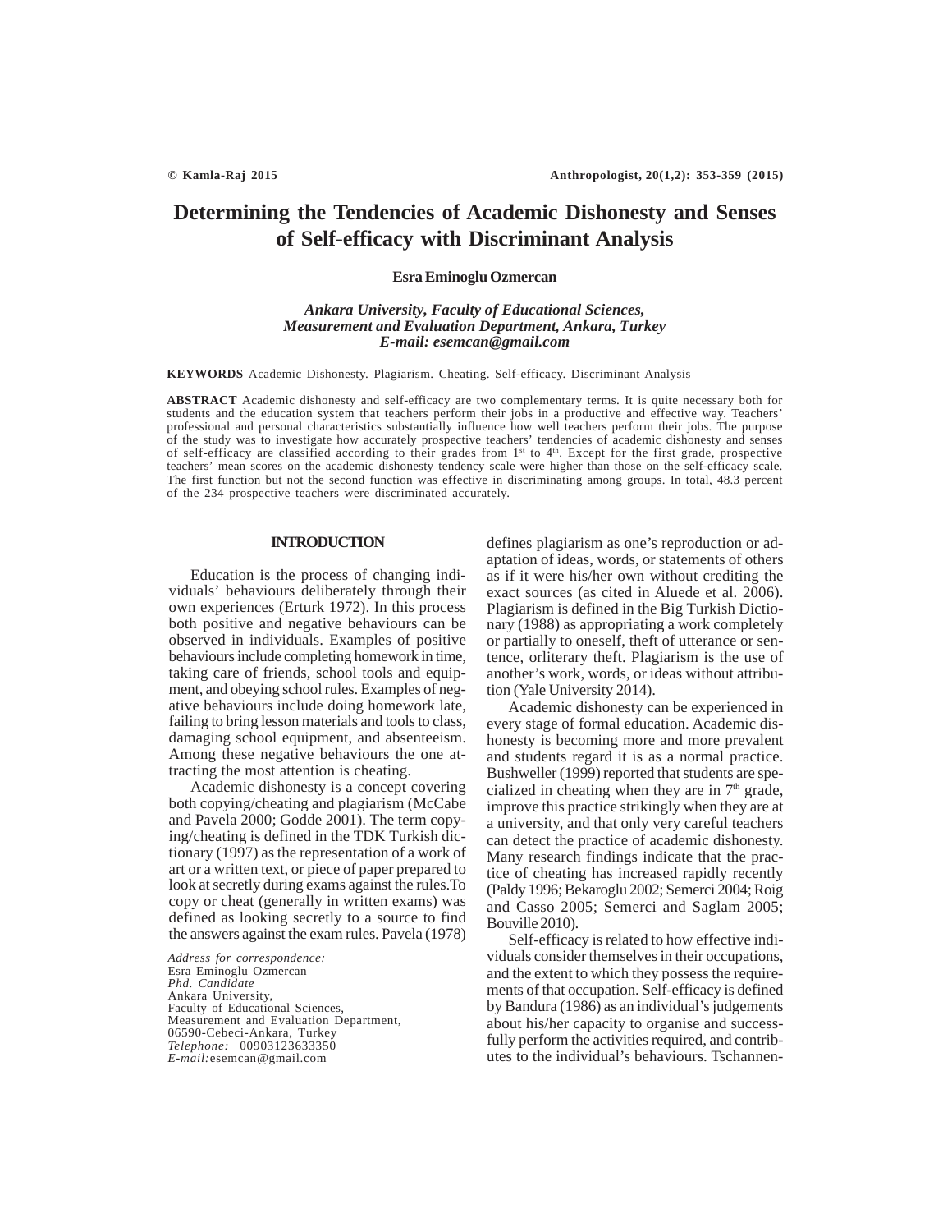# Determining the Tendencies of Academic Dishonesty and Senses of Self-efficacy with Discriminant Analysis

**Esra Eminoglu Ozmercan**

***Ankara University, Faculty of Educational Sciences, Measurement and Evaluation Department, Ankara, Turkey***
***E-mail: esemcan@gmail.com***

**KEYWORDS** Academic Dishonesty. Plagiarism. Cheating. Self-efficacy. Discriminant Analysis

**ABSTRACT** Academic dishonesty and self-efficacy are two complementary terms. It is quite necessary both for students and the education system that teachers perform their jobs in a productive and effective way. Teachers' professional and personal characteristics substantially influence how well teachers perform their jobs. The purpose of the study was to investigate how accurately prospective teachers' tendencies of academic dishonesty and senses of self-efficacy are classified according to their grades from 1st to 4th. Except for the first grade, prospective teachers' mean scores on the academic dishonesty tendency scale were higher than those on the self-efficacy scale. The first function but not the second function was effective in discriminating among groups. In total, 48.3 percent of the 234 prospective teachers were discriminated accurately.

## INTRODUCTION

Education is the process of changing individuals' behaviours deliberately through their own experiences (Erturk 1972). In this process both positive and negative behaviours can be observed in individuals. Examples of positive behaviours include completing homework in time, taking care of friends, school tools and equipment, and obeying school rules. Examples of negative behaviours include doing homework late, failing to bring lesson materials and tools to class, damaging school equipment, and absenteeism. Among these negative behaviours the one attracting the most attention is cheating.

Academic dishonesty is a concept covering both copying/cheating and plagiarism (McCabe and Pavela 2000; Godde 2001). The term copying/cheating is defined in the TDK Turkish dictionary (1997) as the representation of a work of art or a written text, or piece of paper prepared to look at secretly during exams against the rules.To copy or cheat (generally in written exams) was defined as looking secretly to a source to find the answers against the exam rules. Pavela (1978) defines plagiarism as one's reproduction or adaptation of ideas, words, or statements of others as if it were his/her own without crediting the exact sources (as cited in Aluede et al. 2006). Plagiarism is defined in the Big Turkish Dictionary (1988) as appropriating a work completely or partially to oneself, theft of utterance or sentence, orliterary theft. Plagiarism is the use of another's work, words, or ideas without attribution (Yale University 2014).

Academic dishonesty can be experienced in every stage of formal education. Academic dishonesty is becoming more and more prevalent and students regard it is as a normal practice. Bushweller (1999) reported that students are specialized in cheating when they are in 7th grade, improve this practice strikingly when they are at a university, and that only very careful teachers can detect the practice of academic dishonesty. Many research findings indicate that the practice of cheating has increased rapidly recently (Paldy 1996; Bekaroglu 2002; Semerci 2004; Roig and Casso 2005; Semerci and Saglam 2005; Bouville 2010).

Self-efficacy is related to how effective individuals consider themselves in their occupations, and the extent to which they possess the requirements of that occupation. Self-efficacy is defined by Bandura (1986) as an individual's judgements about his/her capacity to organise and successfully perform the activities required, and contributes to the individual's behaviours. Tschannen-

*Address for correspondence:*
Esra Eminoglu Ozmercan
*Phd. Candidate*
Ankara University,
Faculty of Educational Sciences,
Measurement and Evaluation Department,
06590-Cebeci-Ankara, Turkey
*Telephone:* 00903123633350
*E-mail:* esemcan@gmail.com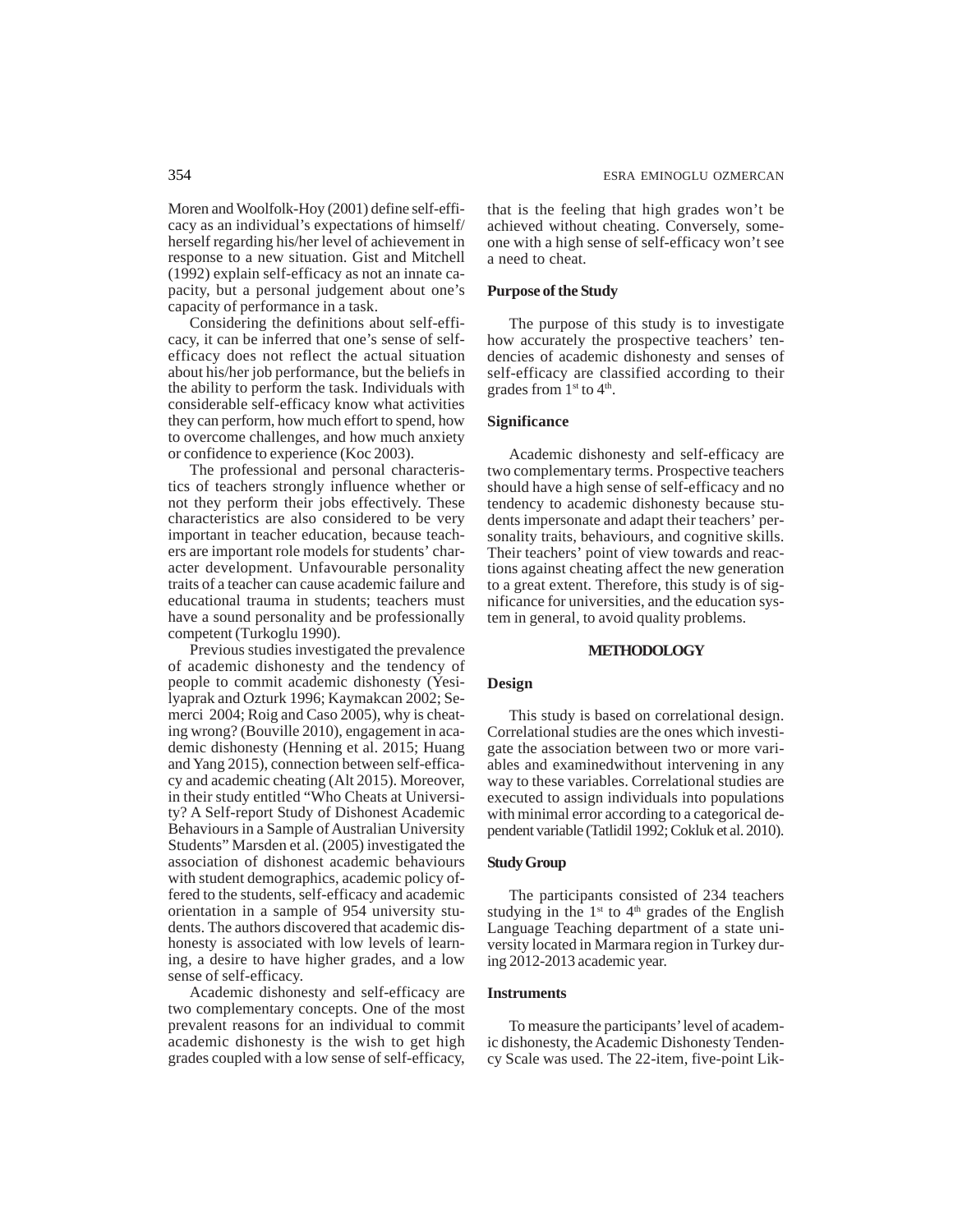Moren and Woolfolk-Hoy (2001) define self-efficacy as an individual's expectations of himself/herself regarding his/her level of achievement in response to a new situation. Gist and Mitchell (1992) explain self-efficacy as not an innate capacity, but a personal judgement about one's capacity of performance in a task.

Considering the definitions about self-efficacy, it can be inferred that one's sense of self-efficacy does not reflect the actual situation about his/her job performance, but the beliefs in the ability to perform the task. Individuals with considerable self-efficacy know what activities they can perform, how much effort to spend, how to overcome challenges, and how much anxiety or confidence to experience (Koc 2003).

The professional and personal characteristics of teachers strongly influence whether or not they perform their jobs effectively. These characteristics are also considered to be very important in teacher education, because teachers are important role models for students' character development. Unfavourable personality traits of a teacher can cause academic failure and educational trauma in students; teachers must have a sound personality and be professionally competent (Turkoglu 1990).

Previous studies investigated the prevalence of academic dishonesty and the tendency of people to commit academic dishonesty (Yesilyaprak and Ozturk 1996; Kaymakcan 2002; Semerci 2004; Roig and Caso 2005), why is cheating wrong? (Bouville 2010), engagement in academic dishonesty (Henning et al. 2015; Huang and Yang 2015), connection between self-efficacy and academic cheating (Alt 2015). Moreover, in their study entitled "Who Cheats at University? A Self-report Study of Dishonest Academic Behaviours in a Sample of Australian University Students" Marsden et al. (2005) investigated the association of dishonest academic behaviours with student demographics, academic policy offered to the students, self-efficacy and academic orientation in a sample of 954 university students. The authors discovered that academic dishonesty is associated with low levels of learning, a desire to have higher grades, and a low sense of self-efficacy.

Academic dishonesty and self-efficacy are two complementary concepts. One of the most prevalent reasons for an individual to commit academic dishonesty is the wish to get high grades coupled with a low sense of self-efficacy, that is the feeling that high grades won't be achieved without cheating. Conversely, someone with a high sense of self-efficacy won't see a need to cheat.

### Purpose of the Study

The purpose of this study is to investigate how accurately the prospective teachers' tendencies of academic dishonesty and senses of self-efficacy are classified according to their grades from 1st to 4th.

### Significance

Academic dishonesty and self-efficacy are two complementary terms. Prospective teachers should have a high sense of self-efficacy and no tendency to academic dishonesty because students impersonate and adapt their teachers' personality traits, behaviours, and cognitive skills. Their teachers' point of view towards and reactions against cheating affect the new generation to a great extent. Therefore, this study is of significance for universities, and the education system in general, to avoid quality problems.

## METHODOLOGY

### Design

This study is based on correlational design. Correlational studies are the ones which investigate the association between two or more variables and examinedwithout intervening in any way to these variables. Correlational studies are executed to assign individuals into populations with minimal error according to a categorical dependent variable (Tatlidil 1992; Cokluk et al. 2010).

### Study Group

The participants consisted of 234 teachers studying in the 1st to 4th grades of the English Language Teaching department of a state university located in Marmara region in Turkey during 2012-2013 academic year.

### Instruments

To measure the participants' level of academic dishonesty, the Academic Dishonesty Tendency Scale was used. The 22-item, five-point Lik-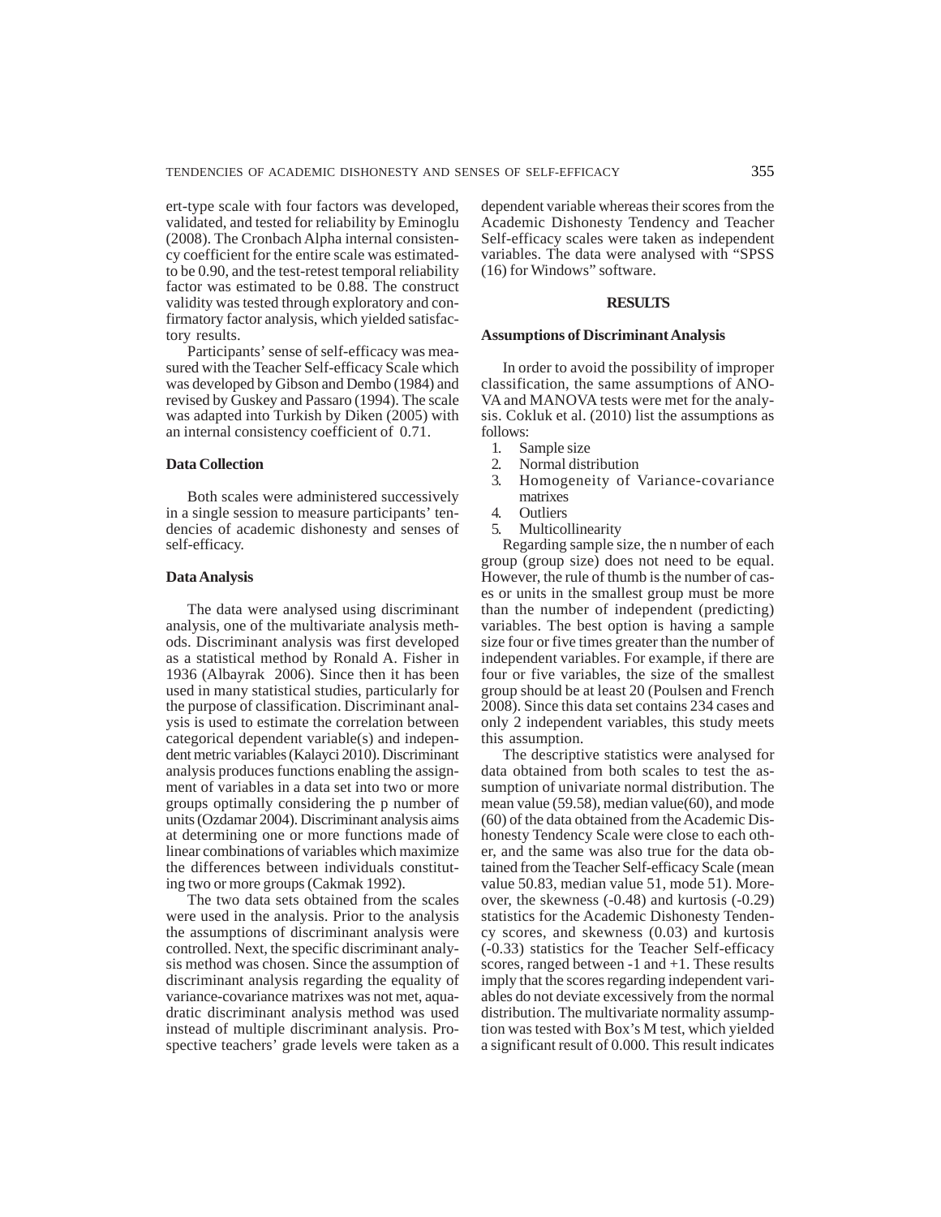ert-type scale with four factors was developed, validated, and tested for reliability by Eminoglu (2008). The Cronbach Alpha internal consistency coefficient for the entire scale was estimated-to be 0.90, and the test-retest temporal reliability factor was estimated to be 0.88. The construct validity was tested through exploratory and confirmatory factor analysis, which yielded satisfactory results.

Participants' sense of self-efficacy was measured with the Teacher Self-efficacy Scale which was developed by Gibson and Dembo (1984) and revised by Guskey and Passaro (1994). The scale was adapted into Turkish by Diken (2005) with an internal consistency coefficient of 0.71.

### Data Collection

Both scales were administered successively in a single session to measure participants' tendencies of academic dishonesty and senses of self-efficacy.

### Data Analysis

The data were analysed using discriminant analysis, one of the multivariate analysis methods. Discriminant analysis was first developed as a statistical method by Ronald A. Fisher in 1936 (Albayrak 2006). Since then it has been used in many statistical studies, particularly for the purpose of classification. Discriminant analysis is used to estimate the correlation between categorical dependent variable(s) and independent metric variables (Kalayci 2010). Discriminant analysis produces functions enabling the assignment of variables in a data set into two or more groups optimally considering the p number of units (Ozdamar 2004). Discriminant analysis aims at determining one or more functions made of linear combinations of variables which maximize the differences between individuals constituting two or more groups (Cakmak 1992).

The two data sets obtained from the scales were used in the analysis. Prior to the analysis the assumptions of discriminant analysis were controlled. Next, the specific discriminant analysis method was chosen. Since the assumption of discriminant analysis regarding the equality of variance-covariance matrixes was not met, aquadratic discriminant analysis method was used instead of multiple discriminant analysis. Prospective teachers' grade levels were taken as a dependent variable whereas their scores from the Academic Dishonesty Tendency and Teacher Self-efficacy scales were taken as independent variables. The data were analysed with "SPSS (16) for Windows" software.

## RESULTS

### Assumptions of Discriminant Analysis

In order to avoid the possibility of improper classification, the same assumptions of ANOVA and MANOVA tests were met for the analysis. Cokluk et al. (2010) list the assumptions as follows:

1. Sample size
2. Normal distribution
3. Homogeneity of Variance-covariance matrixes
4. Outliers
5. Multicollinearity

Regarding sample size, the n number of each group (group size) does not need to be equal. However, the rule of thumb is the number of cases or units in the smallest group must be more than the number of independent (predicting) variables. The best option is having a sample size four or five times greater than the number of independent variables. For example, if there are four or five variables, the size of the smallest group should be at least 20 (Poulsen and French 2008). Since this data set contains 234 cases and only 2 independent variables, this study meets this assumption.

The descriptive statistics were analysed for data obtained from both scales to test the assumption of univariate normal distribution. The mean value (59.58), median value(60), and mode (60) of the data obtained from the Academic Dishonesty Tendency Scale were close to each other, and the same was also true for the data obtained from the Teacher Self-efficacy Scale (mean value 50.83, median value 51, mode 51). Moreover, the skewness (-0.48) and kurtosis (-0.29) statistics for the Academic Dishonesty Tendency scores, and skewness (0.03) and kurtosis (-0.33) statistics for the Teacher Self-efficacy scores, ranged between -1 and +1. These results imply that the scores regarding independent variables do not deviate excessively from the normal distribution. The multivariate normality assumption was tested with Box's M test, which yielded a significant result of 0.000. This result indicates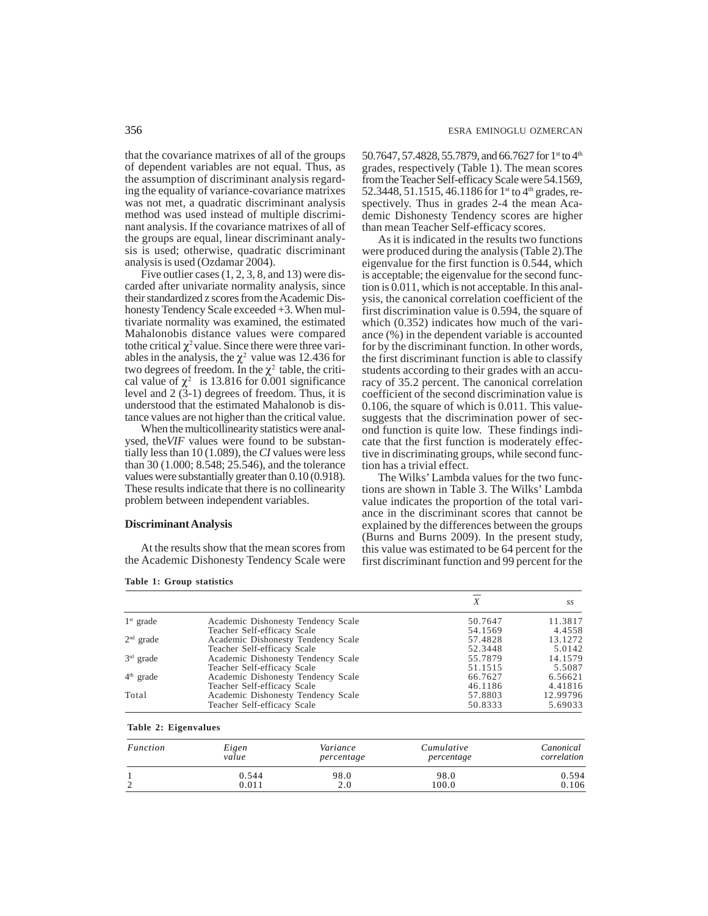that the covariance matrixes of all of the groups of dependent variables are not equal. Thus, as the assumption of discriminant analysis regarding the equality of variance-covariance matrixes was not met, a quadratic discriminant analysis method was used instead of multiple discriminant analysis. If the covariance matrixes of all of the groups are equal, linear discriminant analysis is used; otherwise, quadratic discriminant analysis is used (Ozdamar 2004).

Five outlier cases (1, 2, 3, 8, and 13) were discarded after univariate normality analysis, since their standardized z scores from the Academic Dishonesty Tendency Scale exceeded +3. When multivariate normality was examined, the estimated Mahalonobis distance values were compared tothe critical $\chi^2$ value. Since there were three variables in the analysis, the $\chi^2$ value was 12.436 for two degrees of freedom. In the $\chi^2$ table, the critical value of $\chi^2$ is 13.816 for 0.001 significance level and 2 (3-1) degrees of freedom. Thus, it is understood that the estimated Mahalonob is distance values are not higher than the critical value.

When the multicollinearity statistics were analysed, the*VIF* values were found to be substantially less than 10 (1.089), the *CI* values were less than 30 (1.000; 8.548; 25.546), and the tolerance values were substantially greater than 0.10 (0.918). These results indicate that there is no collinearity problem between independent variables.

## Discriminant Analysis

At the results show that the mean scores from the Academic Dishonesty Tendency Scale were 50.7647, 57.4828, 55.7879, and 66.7627 for 1st to 4th grades, respectively (Table 1). The mean scores from the Teacher Self-efficacy Scale were 54.1569, 52.3448, 51.1515, 46.1186 for 1st to 4th grades, respectively. Thus in grades 2-4 the mean Academic Dishonesty Tendency scores are higher than mean Teacher Self-efficacy scores.

As it is indicated in the results two functions were produced during the analysis (Table 2).The eigenvalue for the first function is 0.544, which is acceptable; the eigenvalue for the second function is 0.011, which is not acceptable. In this analysis, the canonical correlation coefficient of the first discrimination value is 0.594, the square of which (0.352) indicates how much of the variance (%) in the dependent variable is accounted for by the discriminant function. In other words, the first discriminant function is able to classify students according to their grades with an accuracy of 35.2 percent. The canonical correlation coefficient of the second discrimination value is 0.106, the square of which is 0.011. This value-suggests that the discrimination power of second function is quite low. These findings indicate that the first function is moderately effective in discriminating groups, while second function has a trivial effect.

The Wilks' Lambda values for the two functions are shown in Table 3. The Wilks' Lambda value indicates the proportion of the total variance in the discriminant scores that cannot be explained by the differences between the groups (Burns and Burns 2009). In the present study, this value was estimated to be 64 percent for the first discriminant function and 99 percent for the

**Table 1: Group statistics**

| | | $\overline{X}$ | *ss* |
|---|---|---|---|
| 1st grade | Academic Dishonesty Tendency Scale | 50.7647 | 11.3817 |
| | Teacher Self-efficacy Scale | 54.1569 | 4.4558 |
| 2nd grade | Academic Dishonesty Tendency Scale | 57.4828 | 13.1272 |
| | Teacher Self-efficacy Scale | 52.3448 | 5.0142 |
| 3rd grade | Academic Dishonesty Tendency Scale | 55.7879 | 14.1579 |
| | Teacher Self-efficacy Scale | 51.1515 | 5.5087 |
| 4th grade | Academic Dishonesty Tendency Scale | 66.7627 | 6.56621 |
| | Teacher Self-efficacy Scale | 46.1186 | 4.41816 |
| Total | Academic Dishonesty Tendency Scale | 57.8803 | 12.99796 |
| | Teacher Self-efficacy Scale | 50.8333 | 5.69033 |

**Table 2: Eigenvalues**

| *Function* | *Eigen value* | *Variance percentage* | *Cumulative percentage* | *Canonical correlation* |
|---|---|---|---|---|
| 1 | 0.544 | 98.0 | 98.0 | 0.594 |
| 2 | 0.011 | 2.0 | 100.0 | 0.106 |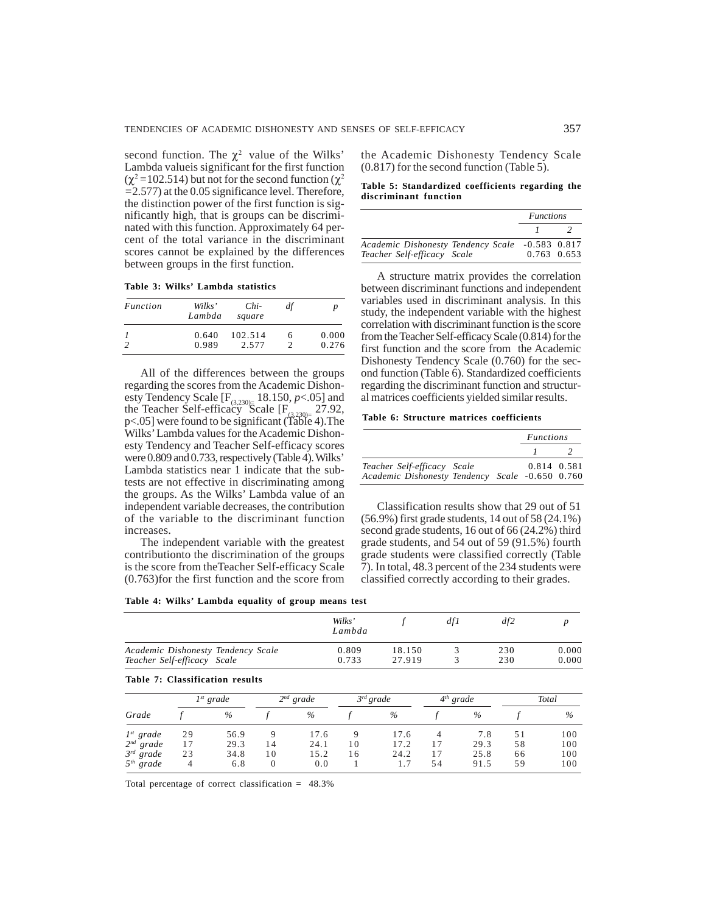second function. The $\chi^2$ value of the Wilks' Lambda valueis significant for the first function ($\chi^2$=102.514) but not for the second function ($\chi^2$ =2.577) at the 0.05 significance level. Therefore, the distinction power of the first function is significantly high, that is groups can be discriminated with this function. Approximately 64 percent of the total variance in the discriminant scores cannot be explained by the differences between groups in the first function.

**Table 3: Wilks' Lambda statistics**

| *Function* | *Wilks' Lambda* | *Chi-square* | *df* | *p* |
|---|---|---|---|---|
| *1* | 0.640 | 102.514 | 6 | 0.000 |
| *2* | 0.989 | 2.577 | 2 | 0.276 |

All of the differences between the groups regarding the scores from the Academic Dishonesty Tendency Scale [$F_{(3,230)}$= 18.150, $p$<.05] and the Teacher Self-efficacy Scale [$F_{(3,230)}$= 27.92, p<.05] were found to be significant (Table 4).The Wilks' Lambda values for the Academic Dishonesty Tendency and Teacher Self-efficacy scores were 0.809 and 0.733, respectively (Table 4). Wilks' Lambda statistics near 1 indicate that the subtests are not effective in discriminating among the groups. As the Wilks' Lambda value of an independent variable decreases, the contribution of the variable to the discriminant function increases.

The independent variable with the greatest contributionto the discrimination of the groups is the score from theTeacher Self-efficacy Scale (0.763)for the first function and the score from the Academic Dishonesty Tendency Scale (0.817) for the second function (Table 5).

**Table 5: Standardized coefficients regarding the discriminant function**

| | *Functions* | |
|---|---|---|
| | *1* | *2* |
| *Academic Dishonesty Tendency Scale* | -0.583 | 0.817 |
| *Teacher Self-efficacy Scale* | 0.763 | 0.653 |

A structure matrix provides the correlation between discriminant functions and independent variables used in discriminant analysis. In this study, the independent variable with the highest correlation with discriminant function is the score from the Teacher Self-efficacy Scale (0.814) for the first function and the score from the Academic Dishonesty Tendency Scale (0.760) for the second function (Table 6). Standardized coefficients regarding the discriminant function and structural matrices coefficients yielded similar results.

**Table 6: Structure matrices coefficients**

| | *Functions* | |
|---|---|---|
| | *1* | *2* |
| *Teacher Self-efficacy Scale* | 0.814 | 0.581 |
| *Academic Dishonesty Tendency Scale* | -0.650 | 0.760 |

Classification results show that 29 out of 51 (56.9%) first grade students, 14 out of 58 (24.1%) second grade students, 16 out of 66 (24.2%) third grade students, and 54 out of 59 (91.5%) fourth grade students were classified correctly (Table 7). In total, 48.3 percent of the 234 students were classified correctly according to their grades.

**Table 4: Wilks' Lambda equality of group means test**

| | *Wilks' Lambda* | *f* | *df1* | *df2* | *p* |
|---|---|---|---|---|---|
| *Academic Dishonesty Tendency Scale* | 0.809 | 18.150 | 3 | 230 | 0.000 |
| *Teacher Self-efficacy Scale* | 0.733 | 27.919 | 3 | 230 | 0.000 |

**Table 7: Classification results**

| | *1st grade* | | *2nd grade* | | *3rd grade* | | *4th grade* | | *Total* | |
|---|---|---|---|---|---|---|---|---|---|---|
| *Grade* | *f* | *%* | *f* | *%* | *f* | *%* | *f* | *%* | *f* | *%* |
| *1st grade* | 29 | 56.9 | 9 | 17.6 | 9 | 17.6 | 4 | 7.8 | 51 | 100 |
| *2nd grade* | 17 | 29.3 | 14 | 24.1 | 10 | 17.2 | 17 | 29.3 | 58 | 100 |
| *3rd grade* | 23 | 34.8 | 10 | 15.2 | 16 | 24.2 | 17 | 25.8 | 66 | 100 |
| *5th grade* | 4 | 6.8 | 0 | 0.0 | 1 | 1.7 | 54 | 91.5 | 59 | 100 |

Total percentage of correct classification = 48.3%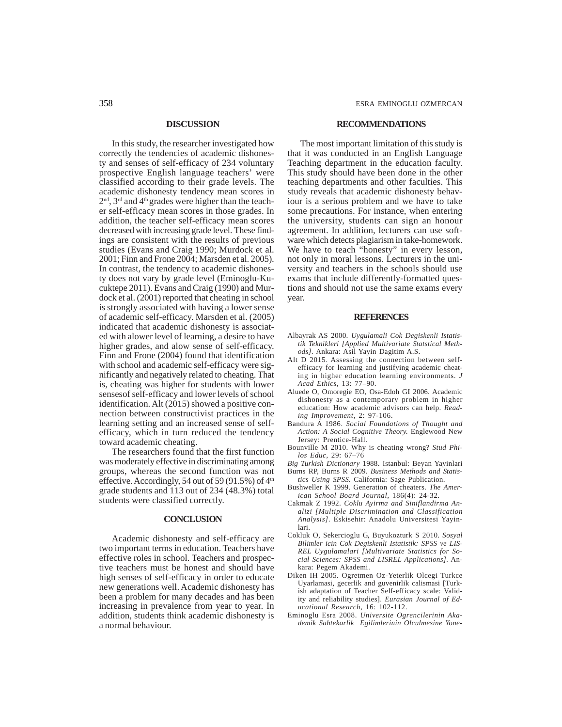## DISCUSSION

In this study, the researcher investigated how correctly the tendencies of academic dishonesty and senses of self-efficacy of 234 voluntary prospective English language teachers' were classified according to their grade levels. The academic dishonesty tendency mean scores in 2nd, 3rd and 4th grades were higher than the teacher self-efficacy mean scores in those grades. In addition, the teacher self-efficacy mean scores decreased with increasing grade level. These findings are consistent with the results of previous studies (Evans and Craig 1990; Murdock et al. 2001; Finn and Frone 2004; Marsden et al. 2005). In contrast, the tendency to academic dishonesty does not vary by grade level (Eminoglu-Kucuktepe 2011). Evans and Craig (1990) and Murdock et al. (2001) reported that cheating in school is strongly associated with having a lower sense of academic self-efficacy. Marsden et al. (2005) indicated that academic dishonesty is associated with alower level of learning, a desire to have higher grades, and alow sense of self-efficacy. Finn and Frone (2004) found that identification with school and academic self-efficacy were significantly and negatively related to cheating. That is, cheating was higher for students with lower sensesof self-efficacy and lower levels of school identification. Alt (2015) showed a positive connection between constructivist practices in the learning setting and an increased sense of self-efficacy, which in turn reduced the tendency toward academic cheating.

The researchers found that the first function was moderately effective in discriminating among groups, whereas the second function was not effective. Accordingly, 54 out of 59 (91.5%) of 4th grade students and 113 out of 234 (48.3%) total students were classified correctly.

## CONCLUSION

Academic dishonesty and self-efficacy are two important terms in education. Teachers have effective roles in school. Teachers and prospective teachers must be honest and should have high senses of self-efficacy in order to educate new generations well. Academic dishonesty has been a problem for many decades and has been increasing in prevalence from year to year. In addition, students think academic dishonesty is a normal behaviour.

## RECOMMENDATIONS

The most important limitation of this study is that it was conducted in an English Language Teaching department in the education faculty. This study should have been done in the other teaching departments and other faculties. This study reveals that academic dishonesty behaviour is a serious problem and we have to take some precautions. For instance, when entering the university, students can sign an honour agreement. In addition, lecturers can use software which detects plagiarism in take-homework. We have to teach "honesty" in every lesson, not only in moral lessons. Lecturers in the university and teachers in the schools should use exams that include differently-formatted questions and should not use the same exams every year.

## REFERENCES

Albayrak AS 2000. *Uygulamali Cok Degiskenli Istatistik Teknikleri [Applied Multivariate Statstical Methods]*. Ankara: Asil Yayin Dagitim A.S.

Alt D 2015. Assessing the connection between self-efficacy for learning and justifying academic cheating in higher education learning environments. *J Acad Ethics*, 13: 77–90.

Aluede O, Omoregie EO, Osa-Edoh GI 2006. Academic dishonesty as a contemporary problem in higher education: How academic advisors can help. *Reading Improvement*, 2: 97-106.

Bandura A 1986. *Social Foundations of Thought and Action: A Social Cognitive Theory.* Englewood New Jersey: Prentice-Hall.

Bounville M 2010. Why is cheating wrong? *Stud Philos Educ*, 29: 67–76

*Big Turkish Dictionary* 1988. Istanbul: Beyan Yayinlari

Burns RP, Burns R 2009. *Business Methods and Statistics Using SPSS.* California: Sage Publication.

Bushweller K 1999. Generation of cheaters. *The American School Board Journal*, 186(4): 24-32.

Cakmak Z 1992. *Coklu Ayirma and Siniflandirma Analizi [Multiple Discrimination and Classification Analysis]*. Eskisehir: Anadolu Universitesi Yayinlari.

Cokluk O, Sekercioglu G, Buyukozturk S 2010. *Sosyal Bilimler icin Cok Degiskenli Istatistik: SPSS ve LISREL Uygulamalari [Multivariate Statistics for Social Sciences: SPSS and LISREL Applications]*. Ankara: Pegem Akademi.

Diken IH 2005. Ogretmen Oz-Yeterlik Olcegi Turkce Uyarlamasi, gecerlik and guvenirlik calismasi [Turkish adaptation of Teacher Self-efficacy scale: Validity and reliability studies]. *Eurasian Journal of Educational Research*, 16: 102-112.

Eminoglu Esra 2008. *Universite Ogrencilerinin Akademik Sahtekarlik Egilimlerinin Olculmesine Yone-*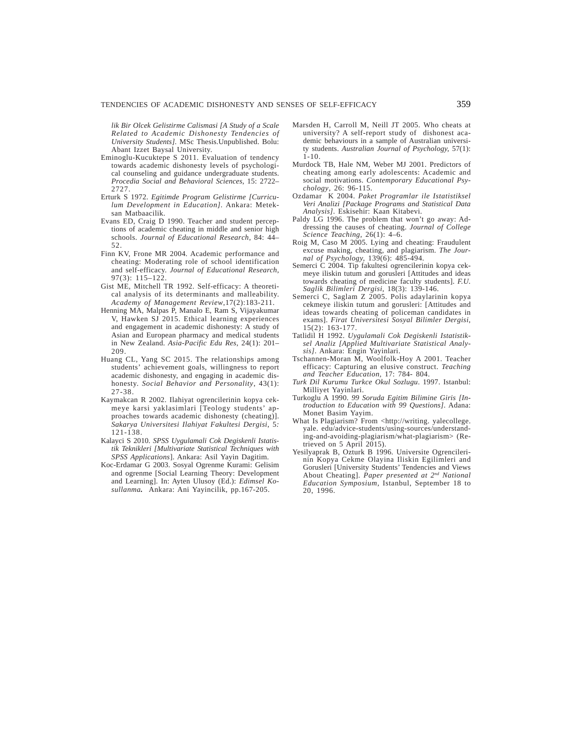*lik Bir Olcek Gelistirme Calismasi [A Study of a Scale Related to Academic Dishonesty Tendencies of University Students].* MSc Thesis.Unpublished. Bolu: Abant Izzet Baysal University.

Eminoglu-Kucuktepe S 2011. Evaluation of tendency towards academic dishonesty levels of psychological counseling and guidance undergraduate students. *Procedia Social and Behavioral Sciences*, 15: 2722–2727.

Erturk S 1972. *Egitimde Program Gelistirme [Curriculum Development in Education]*. Ankara: Meteksan Matbaacilik.

Evans ED, Craig D 1990. Teacher and student perceptions of academic cheating in middle and senior high schools. *Journal of Educational Research*, 84: 44–52.

Finn KV, Frone MR 2004. Academic performance and cheating: Moderating role of school identification and self-efficacy. *Journal of Educational Research*, 97(3): 115–122.

Gist ME, Mitchell TR 1992. Self-efficacy: A theoretical analysis of its determinants and malleability. *Academy of Management Review*,17(2):183-211.

Henning MA, Malpas P, Manalo E, Ram S, Vijayakumar V, Hawken SJ 2015. Ethical learning experiences and engagement in academic dishonesty: A study of Asian and European pharmacy and medical students in New Zealand. *Asia-Pacific Edu Res*, 24(1): 201–209.

Huang CL, Yang SC 2015. The relationships among students' achievement goals, willingness to report academic dishonesty, and engaging in academic dishonesty. *Social Behavior and Personality*, 43(1): 27-38.

Kaymakcan R 2002. Ilahiyat ogrencilerinin kopya cekmeye karsi yaklasimlari [Teology students' approaches towards academic dishonesty (cheating)]. *Sakarya Universitesi Ilahiyat Fakultesi Dergisi*, 5: 121-138.

Kalayci S 2010. *SPSS Uygulamali Cok Degiskenli Istatistik Teknikleri [Multivariate Statistical Techniques with SPSS Applications*]. Ankara: Asil Yayin Dagitim.

Koc-Erdamar G 2003. Sosyal Ogrenme Kurami: Gelisim and ogrenme [Social Learning Theory: Development and Learning]. In: Ayten Ulusoy (Ed.): *Edimsel Kosullanma.* Ankara: Ani Yayincilik, pp.167-205.

Marsden H, Carroll M, Neill JT 2005. Who cheats at university? A self-report study of dishonest academic behaviours in a sample of Australian university students. *Australian Journal of Psychology*, 57(1): 1-10.

Murdock TB, Hale NM, Weber MJ 2001. Predictors of cheating among early adolescents: Academic and social motivations. *Contemporary Educational Psychology*, 26: 96-115.

Ozdamar K 2004. *Paket Programlar ile Istatistiksel Veri Analizi [Package Programs and Statistical Data Analysis]*. Eskisehir: Kaan Kitabevi.

Paldy LG 1996. The problem that won't go away: Addressing the causes of cheating. *Journal of College Science Teaching*, 26(1): 4–6.

Roig M, Caso M 2005. Lying and cheating: Fraudulent excuse making, cheating, and plagiarism. *The Journal of Psychology*, 139(6): 485-494.

Semerci C 2004. Tip fakultesi ogrencilerinin kopya cekmeye iliskin tutum and gorusleri [Attitudes and ideas towards cheating of medicine faculty students]. *F.U. Saglik Bilimleri Dergisi*, 18(3): 139-146.

Semerci C, Saglam Z 2005. Polis adaylarinin kopya cekmeye iliskin tutum and gorusleri: [Attitudes and ideas towards cheating of policeman candidates in exams]. *Firat Universitesi Sosyal Bilimler Dergisi*, 15(2): 163-177.

Tatlidil H 1992. *Uygulamali Cok Degiskenli Istatistiksel Analiz [Applied Multivariate Statistical Analysis]*. Ankara: Engin Yayinlari.

Tschannen-Moran M, Woolfolk-Hoy A 2001. Teacher efficacy: Capturing an elusive construct. *Teaching and Teacher Education*, 17: 784- 804.

*Turk Dil Kurumu Turkce Okul Sozlugu*. 1997. Istanbul: Milliyet Yayinlari.

Turkoglu A 1990. *99 Soruda Egitim Bilimine Giris [Introduction to Education with 99 Questions]*. Adana: Monet Basim Yayim.

What Is Plagiarism? From <http://writing. yalecollege. yale. edu/advice-students/using-sources/understanding-and-avoiding-plagiarism/what-plagiarism> (Retrieved on 5 April 2015).

Yesilyaprak B, Ozturk B 1996. Universite Ogrencilerinin Kopya Cekme Olayina Iliskin Egilimleri and Gorusleri [University Students' Tendencies and Views About Cheating]. *Paper presented at 2nd National Education Symposium*, Istanbul, September 18 to 20, 1996.